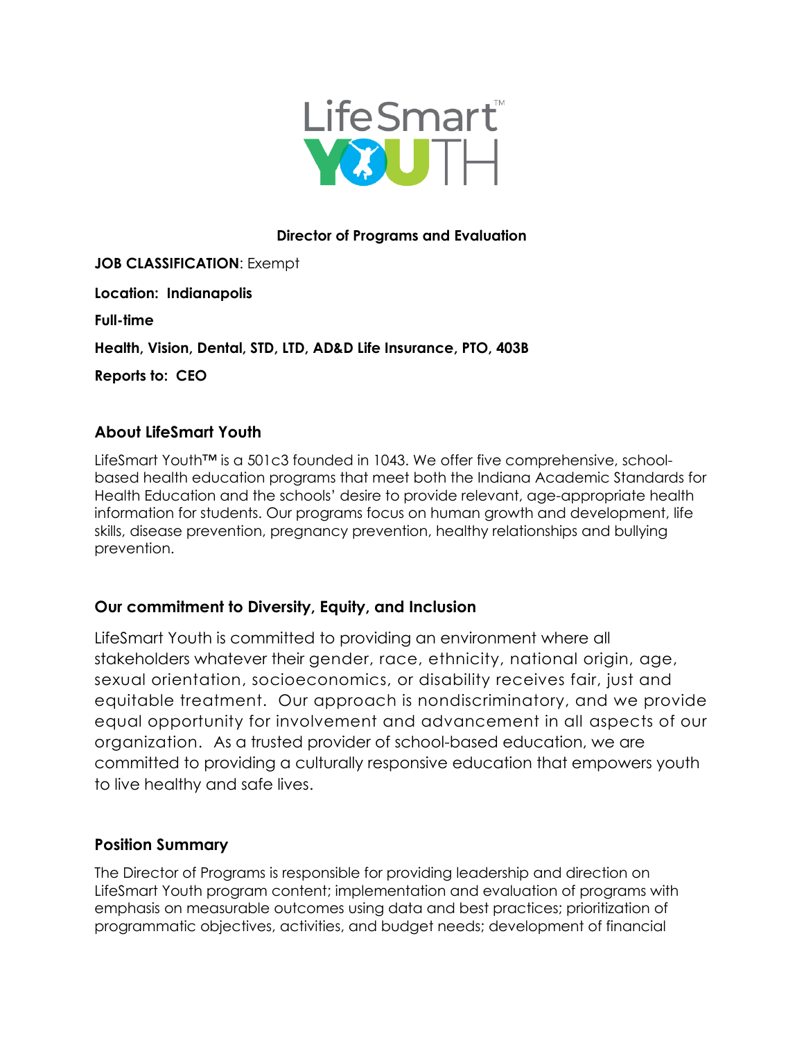LifeSmart™ YOUTH

**Director of Programs and Evaluation**

**JOB CLASSIFICATION**: Exempt

**Location: Indianapolis**

**Full-time**

**Health, Vision, Dental, STD, LTD, AD&D Life Insurance, PTO, 403B**

**Reports to: CEO**

## About LifeSmart Youth

LifeSmart Youth™ is a 501c3 founded in 1043. We offer five comprehensive, school-based health education programs that meet both the Indiana Academic Standards for Health Education and the schools' desire to provide relevant, age-appropriate health information for students. Our programs focus on human growth and development, life skills, disease prevention, pregnancy prevention, healthy relationships and bullying prevention.

## Our commitment to Diversity, Equity, and Inclusion

LifeSmart Youth is committed to providing an environment where all stakeholders whatever their gender, race, ethnicity, national origin, age, sexual orientation, socioeconomics, or disability receives fair, just and equitable treatment. Our approach is nondiscriminatory, and we provide equal opportunity for involvement and advancement in all aspects of our organization. As a trusted provider of school-based education, we are committed to providing a culturally responsive education that empowers youth to live healthy and safe lives.

## Position Summary

The Director of Programs is responsible for providing leadership and direction on LifeSmart Youth program content; implementation and evaluation of programs with emphasis on measurable outcomes using data and best practices; prioritization of programmatic objectives, activities, and budget needs; development of financial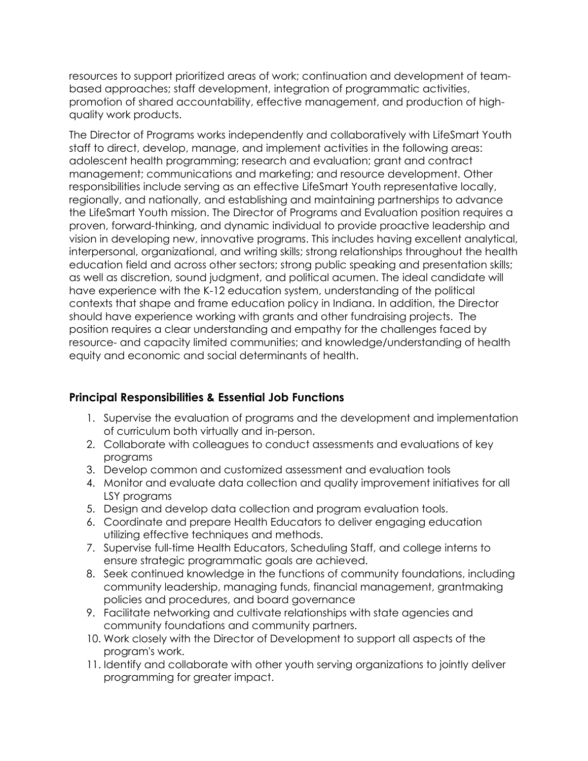resources to support prioritized areas of work; continuation and development of team-based approaches; staff development, integration of programmatic activities, promotion of shared accountability, effective management, and production of high-quality work products.

The Director of Programs works independently and collaboratively with LifeSmart Youth staff to direct, develop, manage, and implement activities in the following areas: adolescent health programming; research and evaluation; grant and contract management; communications and marketing; and resource development. Other responsibilities include serving as an effective LifeSmart Youth representative locally, regionally, and nationally, and establishing and maintaining partnerships to advance the LifeSmart Youth mission. The Director of Programs and Evaluation position requires a proven, forward-thinking, and dynamic individual to provide proactive leadership and vision in developing new, innovative programs. This includes having excellent analytical, interpersonal, organizational, and writing skills; strong relationships throughout the health education field and across other sectors; strong public speaking and presentation skills; as well as discretion, sound judgment, and political acumen. The ideal candidate will have experience with the K-12 education system, understanding of the political contexts that shape and frame education policy in Indiana. In addition, the Director should have experience working with grants and other fundraising projects. The position requires a clear understanding and empathy for the challenges faced by resource- and capacity limited communities; and knowledge/understanding of health equity and economic and social determinants of health.

## Principal Responsibilities & Essential Job Functions

1. Supervise the evaluation of programs and the development and implementation of curriculum both virtually and in-person.
2. Collaborate with colleagues to conduct assessments and evaluations of key programs
3. Develop common and customized assessment and evaluation tools
4. Monitor and evaluate data collection and quality improvement initiatives for all LSY programs
5. Design and develop data collection and program evaluation tools.
6. Coordinate and prepare Health Educators to deliver engaging education utilizing effective techniques and methods.
7. Supervise full-time Health Educators, Scheduling Staff, and college interns to ensure strategic programmatic goals are achieved.
8. Seek continued knowledge in the functions of community foundations, including community leadership, managing funds, financial management, grantmaking policies and procedures, and board governance
9. Facilitate networking and cultivate relationships with state agencies and community foundations and community partners.
10. Work closely with the Director of Development to support all aspects of the program's work.
11. Identify and collaborate with other youth serving organizations to jointly deliver programming for greater impact.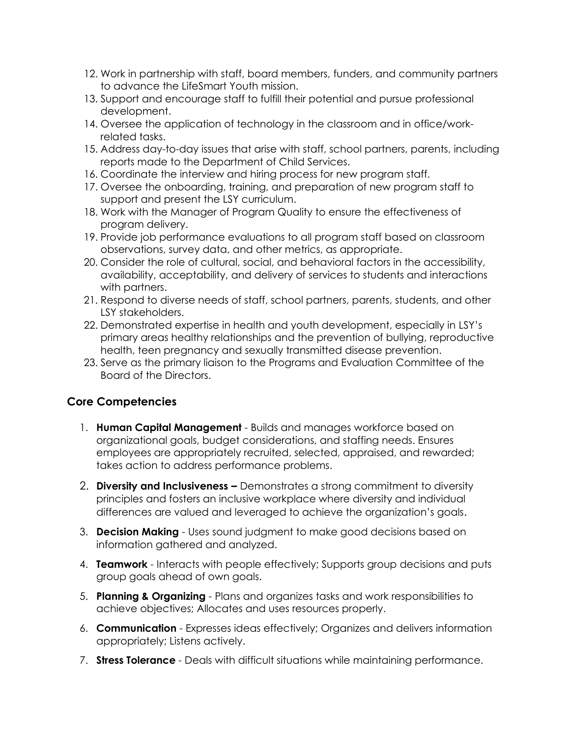12. Work in partnership with staff, board members, funders, and community partners to advance the LifeSmart Youth mission.
13. Support and encourage staff to fulfill their potential and pursue professional development.
14. Oversee the application of technology in the classroom and in office/work-related tasks.
15. Address day-to-day issues that arise with staff, school partners, parents, including reports made to the Department of Child Services.
16. Coordinate the interview and hiring process for new program staff.
17. Oversee the onboarding, training, and preparation of new program staff to support and present the LSY curriculum.
18. Work with the Manager of Program Quality to ensure the effectiveness of program delivery.
19. Provide job performance evaluations to all program staff based on classroom observations, survey data, and other metrics, as appropriate.
20. Consider the role of cultural, social, and behavioral factors in the accessibility, availability, acceptability, and delivery of services to students and interactions with partners.
21. Respond to diverse needs of staff, school partners, parents, students, and other LSY stakeholders.
22. Demonstrated expertise in health and youth development, especially in LSY's primary areas healthy relationships and the prevention of bullying, reproductive health, teen pregnancy and sexually transmitted disease prevention.
23. Serve as the primary liaison to the Programs and Evaluation Committee of the Board of the Directors.

## Core Competencies

1. **Human Capital Management** - Builds and manages workforce based on organizational goals, budget considerations, and staffing needs. Ensures employees are appropriately recruited, selected, appraised, and rewarded; takes action to address performance problems.
2. **Diversity and Inclusiveness –** Demonstrates a strong commitment to diversity principles and fosters an inclusive workplace where diversity and individual differences are valued and leveraged to achieve the organization's goals.
3. **Decision Making** - Uses sound judgment to make good decisions based on information gathered and analyzed.
4. **Teamwork** - Interacts with people effectively; Supports group decisions and puts group goals ahead of own goals.
5. **Planning & Organizing** - Plans and organizes tasks and work responsibilities to achieve objectives; Allocates and uses resources properly.
6. **Communication** - Expresses ideas effectively; Organizes and delivers information appropriately; Listens actively.
7. **Stress Tolerance** - Deals with difficult situations while maintaining performance.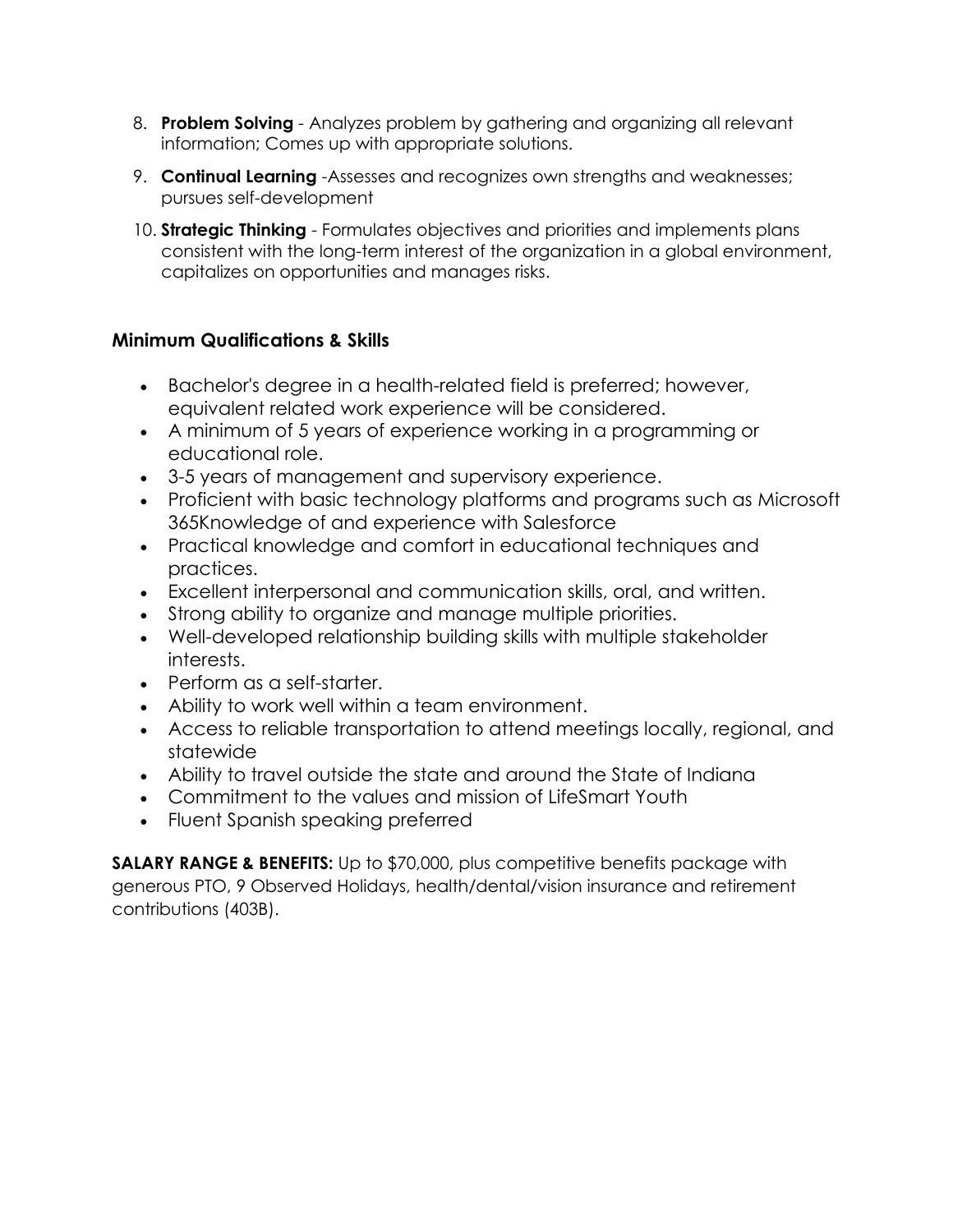8. **Problem Solving** - Analyzes problem by gathering and organizing all relevant information; Comes up with appropriate solutions.
9. **Continual Learning** -Assesses and recognizes own strengths and weaknesses; pursues self-development
10. **Strategic Thinking** - Formulates objectives and priorities and implements plans consistent with the long-term interest of the organization in a global environment, capitalizes on opportunities and manages risks.

### Minimum Qualifications & Skills

- Bachelor's degree in a health-related field is preferred; however, equivalent related work experience will be considered.
- A minimum of 5 years of experience working in a programming or educational role.
- 3-5 years of management and supervisory experience.
- Proficient with basic technology platforms and programs such as Microsoft 365Knowledge of and experience with Salesforce
- Practical knowledge and comfort in educational techniques and practices.
- Excellent interpersonal and communication skills, oral, and written.
- Strong ability to organize and manage multiple priorities.
- Well-developed relationship building skills with multiple stakeholder interests.
- Perform as a self-starter.
- Ability to work well within a team environment.
- Access to reliable transportation to attend meetings locally, regional, and statewide
- Ability to travel outside the state and around the State of Indiana
- Commitment to the values and mission of LifeSmart Youth
- Fluent Spanish speaking preferred

**SALARY RANGE & BENEFITS:** Up to $70,000, plus competitive benefits package with generous PTO, 9 Observed Holidays, health/dental/vision insurance and retirement contributions (403B).